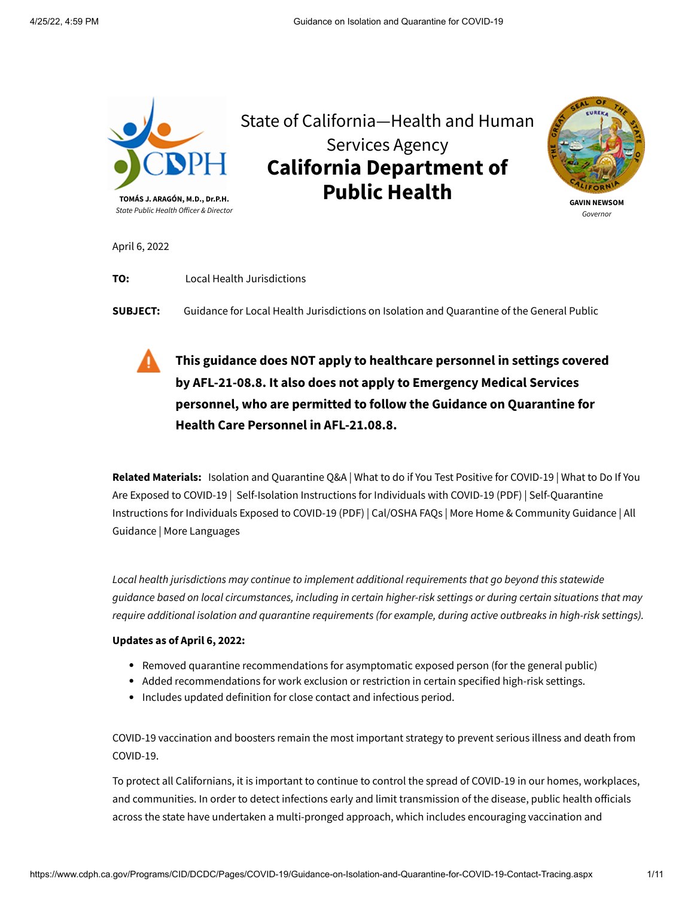State of California—Health and Human Services Agency

# California Department of Public Health

TOMÁS J. ARAGÓN, M.D., Dr.P.H.
*State Public Health Officer & Director*

GAVIN NEWSOM
*Governor*

April 6, 2022

**TO:** Local Health Jurisdictions

**SUBJECT:** Guidance for Local Health Jurisdictions on Isolation and Quarantine of the General Public

**This guidance does NOT apply to healthcare personnel in settings covered by AFL-21-08.8. It also does not apply to Emergency Medical Services personnel, who are permitted to follow the Guidance on Quarantine for Health Care Personnel in AFL-21.08.8.**

**Related Materials:** Isolation and Quarantine Q&A | What to do if You Test Positive for COVID-19 | What to Do If You Are Exposed to COVID-19 | Self-Isolation Instructions for Individuals with COVID-19 (PDF) | Self-Quarantine Instructions for Individuals Exposed to COVID-19 (PDF) | Cal/OSHA FAQs | More Home & Community Guidance | All Guidance | More Languages

*Local health jurisdictions may continue to implement additional requirements that go beyond this statewide guidance based on local circumstances, including in certain higher-risk settings or during certain situations that may require additional isolation and quarantine requirements (for example, during active outbreaks in high-risk settings).*

**Updates as of April 6, 2022:**

- Removed quarantine recommendations for asymptomatic exposed person (for the general public)
- Added recommendations for work exclusion or restriction in certain specified high-risk settings.
- Includes updated definition for close contact and infectious period.

COVID-19 vaccination and boosters remain the most important strategy to prevent serious illness and death from COVID-19.

To protect all Californians, it is important to continue to control the spread of COVID-19 in our homes, workplaces, and communities. In order to detect infections early and limit transmission of the disease, public health officials across the state have undertaken a multi-pronged approach, which includes encouraging vaccination and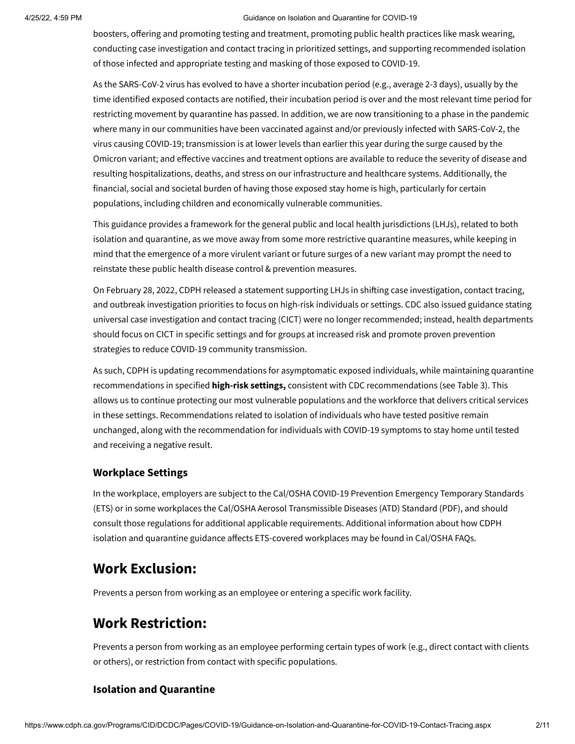boosters, offering and promoting testing and treatment, promoting public health practices like mask wearing, conducting case investigation and contact tracing in prioritized settings, and supporting recommended isolation of those infected and appropriate testing and masking of those exposed to COVID-19.

As the SARS-CoV-2 virus has evolved to have a shorter incubation period (e.g., average 2-3 days), usually by the time identified exposed contacts are notified, their incubation period is over and the most relevant time period for restricting movement by quarantine has passed. In addition, we are now transitioning to a phase in the pandemic where many in our communities have been vaccinated against and/or previously infected with SARS-CoV-2, the virus causing COVID-19; transmission is at lower levels than earlier this year during the surge caused by the Omicron variant; and effective vaccines and treatment options are available to reduce the severity of disease and resulting hospitalizations, deaths, and stress on our infrastructure and healthcare systems. Additionally, the financial, social and societal burden of having those exposed stay home is high, particularly for certain populations, including children and economically vulnerable communities.

This guidance provides a framework for the general public and local health jurisdictions (LHJs), related to both isolation and quarantine, as we move away from some more restrictive quarantine measures, while keeping in mind that the emergence of a more virulent variant or future surges of a new variant may prompt the need to reinstate these public health disease control & prevention measures.

On February 28, 2022, CDPH released a statement supporting LHJs in shifting case investigation, contact tracing, and outbreak investigation priorities to focus on high-risk individuals or settings. CDC also issued guidance stating universal case investigation and contact tracing (CICT) were no longer recommended; instead, health departments should focus on CICT in specific settings and for groups at increased risk and promote proven prevention strategies to reduce COVID-19 community transmission.

As such, CDPH is updating recommendations for asymptomatic exposed individuals, while maintaining quarantine recommendations in specified **high-risk settings,** consistent with CDC recommendations (see Table 3). This allows us to continue protecting our most vulnerable populations and the workforce that delivers critical services in these settings. Recommendations related to isolation of individuals who have tested positive remain unchanged, along with the recommendation for individuals with COVID-19 symptoms to stay home until tested and receiving a negative result.

### Workplace Settings

In the workplace, employers are subject to the Cal/OSHA COVID-19 Prevention Emergency Temporary Standards (ETS) or in some workplaces the Cal/OSHA Aerosol Transmissible Diseases (ATD) Standard (PDF), and should consult those regulations for additional applicable requirements. Additional information about how CDPH isolation and quarantine guidance affects ETS-covered workplaces may be found in Cal/OSHA FAQs.

## Work Exclusion:

Prevents a person from working as an employee or entering a specific work facility.

## Work Restriction:

Prevents a person from working as an employee performing certain types of work (e.g., direct contact with clients or others), or restriction from contact with specific populations.

### Isolation and Quarantine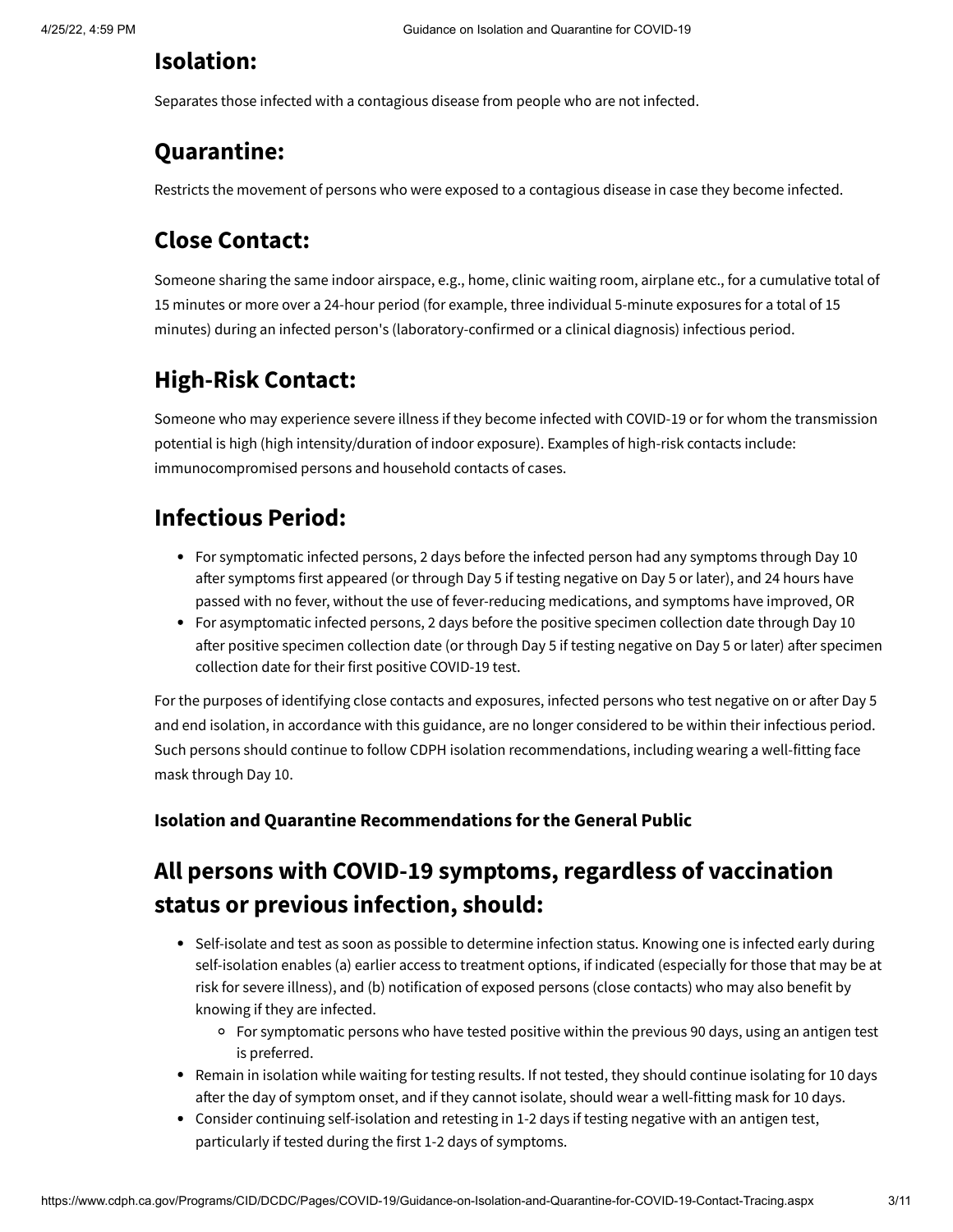## Isolation:

Separates those infected with a contagious disease from people who are not infected.

## Quarantine:

Restricts the movement of persons who were exposed to a contagious disease in case they become infected.

## Close Contact:

Someone sharing the same indoor airspace, e.g., home, clinic waiting room, airplane etc., for a cumulative total of 15 minutes or more over a 24-hour period (for example, three individual 5-minute exposures for a total of 15 minutes) during an infected person's (laboratory-confirmed or a clinical diagnosis) infectious period.

## High-Risk Contact:

Someone who may experience severe illness if they become infected with COVID-19 or for whom the transmission potential is high (high intensity/duration of indoor exposure). Examples of high-risk contacts include: immunocompromised persons and household contacts of cases.

## Infectious Period:

- For symptomatic infected persons, 2 days before the infected person had any symptoms through Day 10 after symptoms first appeared (or through Day 5 if testing negative on Day 5 or later), and 24 hours have passed with no fever, without the use of fever-reducing medications, and symptoms have improved, OR
- For asymptomatic infected persons, 2 days before the positive specimen collection date through Day 10 after positive specimen collection date (or through Day 5 if testing negative on Day 5 or later) after specimen collection date for their first positive COVID-19 test.

For the purposes of identifying close contacts and exposures, infected persons who test negative on or after Day 5 and end isolation, in accordance with this guidance, are no longer considered to be within their infectious period. Such persons should continue to follow CDPH isolation recommendations, including wearing a well-fitting face mask through Day 10.

### Isolation and Quarantine Recommendations for the General Public

## All persons with COVID-19 symptoms, regardless of vaccination status or previous infection, should:

- Self-isolate and test as soon as possible to determine infection status. Knowing one is infected early during self-isolation enables (a) earlier access to treatment options, if indicated (especially for those that may be at risk for severe illness), and (b) notification of exposed persons (close contacts) who may also benefit by knowing if they are infected.
  - For symptomatic persons who have tested positive within the previous 90 days, using an antigen test is preferred.
- Remain in isolation while waiting for testing results. If not tested, they should continue isolating for 10 days after the day of symptom onset, and if they cannot isolate, should wear a well-fitting mask for 10 days.
- Consider continuing self-isolation and retesting in 1-2 days if testing negative with an antigen test, particularly if tested during the first 1-2 days of symptoms.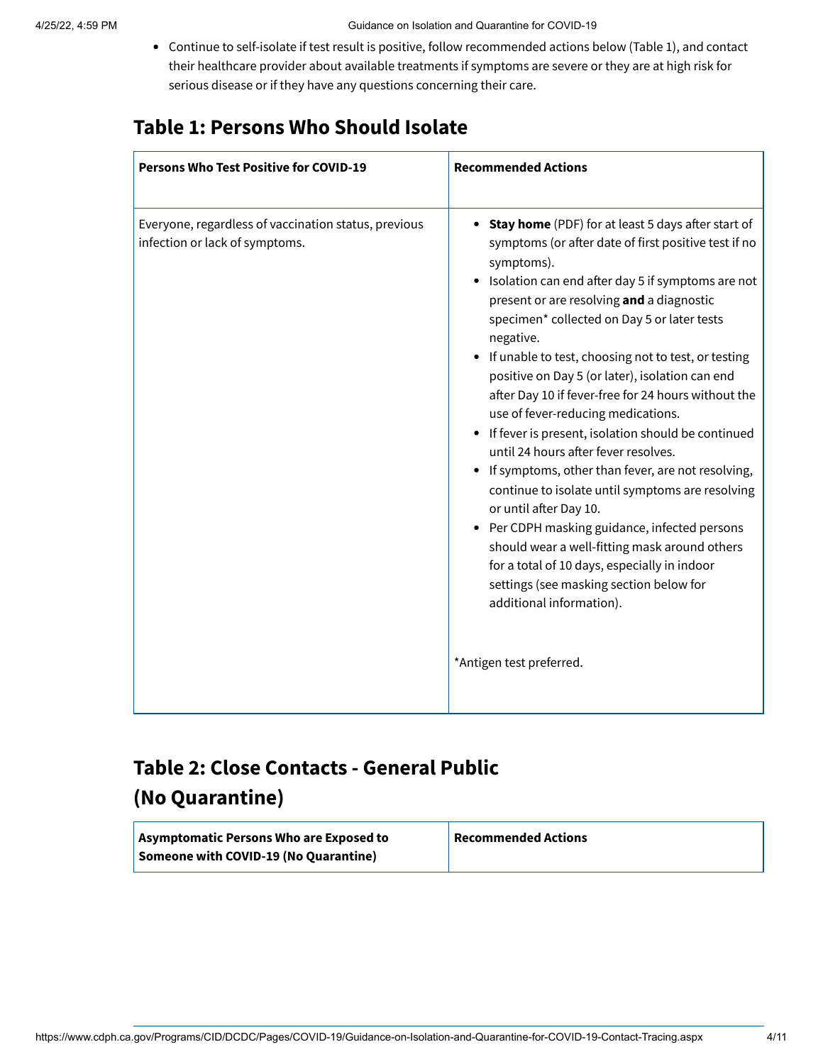- Continue to self-isolate if test result is positive, follow recommended actions below (Table 1), and contact their healthcare provider about available treatments if symptoms are severe or they are at high risk for serious disease or if they have any questions concerning their care.

## Table 1: Persons Who Should Isolate

| Persons Who Test Positive for COVID-19 | Recommended Actions |
|---|---|
| Everyone, regardless of vaccination status, previous infection or lack of symptoms. | • **Stay home** (PDF) for at least 5 days after start of symptoms (or after date of first positive test if no symptoms).<br>• Isolation can end after day 5 if symptoms are not present or are resolving **and** a diagnostic specimen* collected on Day 5 or later tests negative.<br>• If unable to test, choosing not to test, or testing positive on Day 5 (or later), isolation can end after Day 10 if fever-free for 24 hours without the use of fever-reducing medications.<br>• If fever is present, isolation should be continued until 24 hours after fever resolves.<br>• If symptoms, other than fever, are not resolving, continue to isolate until symptoms are resolving or until after Day 10.<br>• Per CDPH masking guidance, infected persons should wear a well-fitting mask around others for a total of 10 days, especially in indoor settings (see masking section below for additional information).<br><br>*Antigen test preferred. |

## Table 2: Close Contacts - General Public (No Quarantine)

| Asymptomatic Persons Who are Exposed to Someone with COVID-19 (No Quarantine) | Recommended Actions |
|---|---|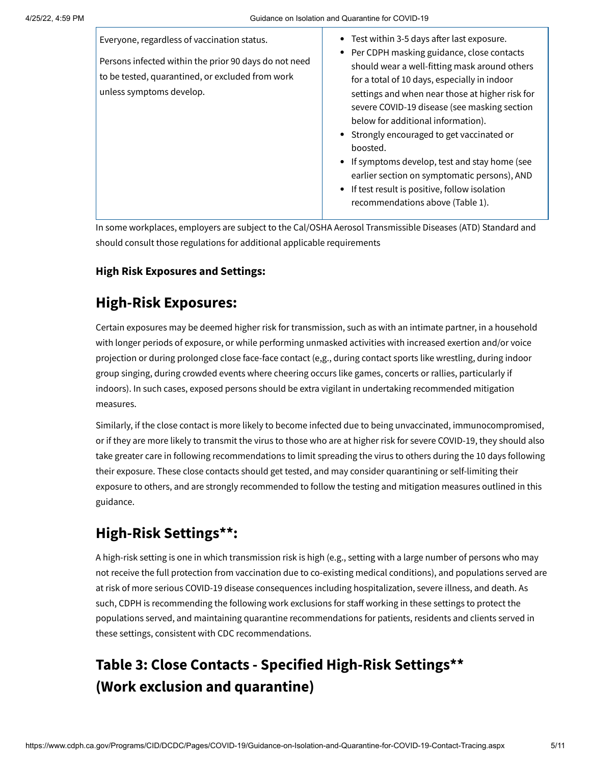| | |
|---|---|
| Everyone, regardless of vaccination status.<br><br>Persons infected within the prior 90 days do not need to be tested, quarantined, or excluded from work unless symptoms develop. | • Test within 3-5 days after last exposure.<br>• Per CDPH masking guidance, close contacts should wear a well-fitting mask around others for a total of 10 days, especially in indoor settings and when near those at higher risk for severe COVID-19 disease (see masking section below for additional information).<br>• Strongly encouraged to get vaccinated or boosted.<br>• If symptoms develop, test and stay home (see earlier section on symptomatic persons), AND<br>• If test result is positive, follow isolation recommendations above (Table 1). |

In some workplaces, employers are subject to the Cal/OSHA Aerosol Transmissible Diseases (ATD) Standard and should consult those regulations for additional applicable requirements

**High Risk Exposures and Settings:**

## High-Risk Exposures:

Certain exposures may be deemed higher risk for transmission, such as with an intimate partner, in a household with longer periods of exposure, or while performing unmasked activities with increased exertion and/or voice projection or during prolonged close face-face contact (e,g., during contact sports like wrestling, during indoor group singing, during crowded events where cheering occurs like games, concerts or rallies, particularly if indoors). In such cases, exposed persons should be extra vigilant in undertaking recommended mitigation measures.

Similarly, if the close contact is more likely to become infected due to being unvaccinated, immunocompromised, or if they are more likely to transmit the virus to those who are at higher risk for severe COVID-19, they should also take greater care in following recommendations to limit spreading the virus to others during the 10 days following their exposure. These close contacts should get tested, and may consider quarantining or self-limiting their exposure to others, and are strongly recommended to follow the testing and mitigation measures outlined in this guidance.

## High-Risk Settings**:

A high-risk setting is one in which transmission risk is high (e.g., setting with a large number of persons who may not receive the full protection from vaccination due to co-existing medical conditions), and populations served are at risk of more serious COVID-19 disease consequences including hospitalization, severe illness, and death. As such, CDPH is recommending the following work exclusions for staff working in these settings to protect the populations served, and maintaining quarantine recommendations for patients, residents and clients served in these settings, consistent with CDC recommendations.

## Table 3: Close Contacts - Specified High-Risk Settings** (Work exclusion and quarantine)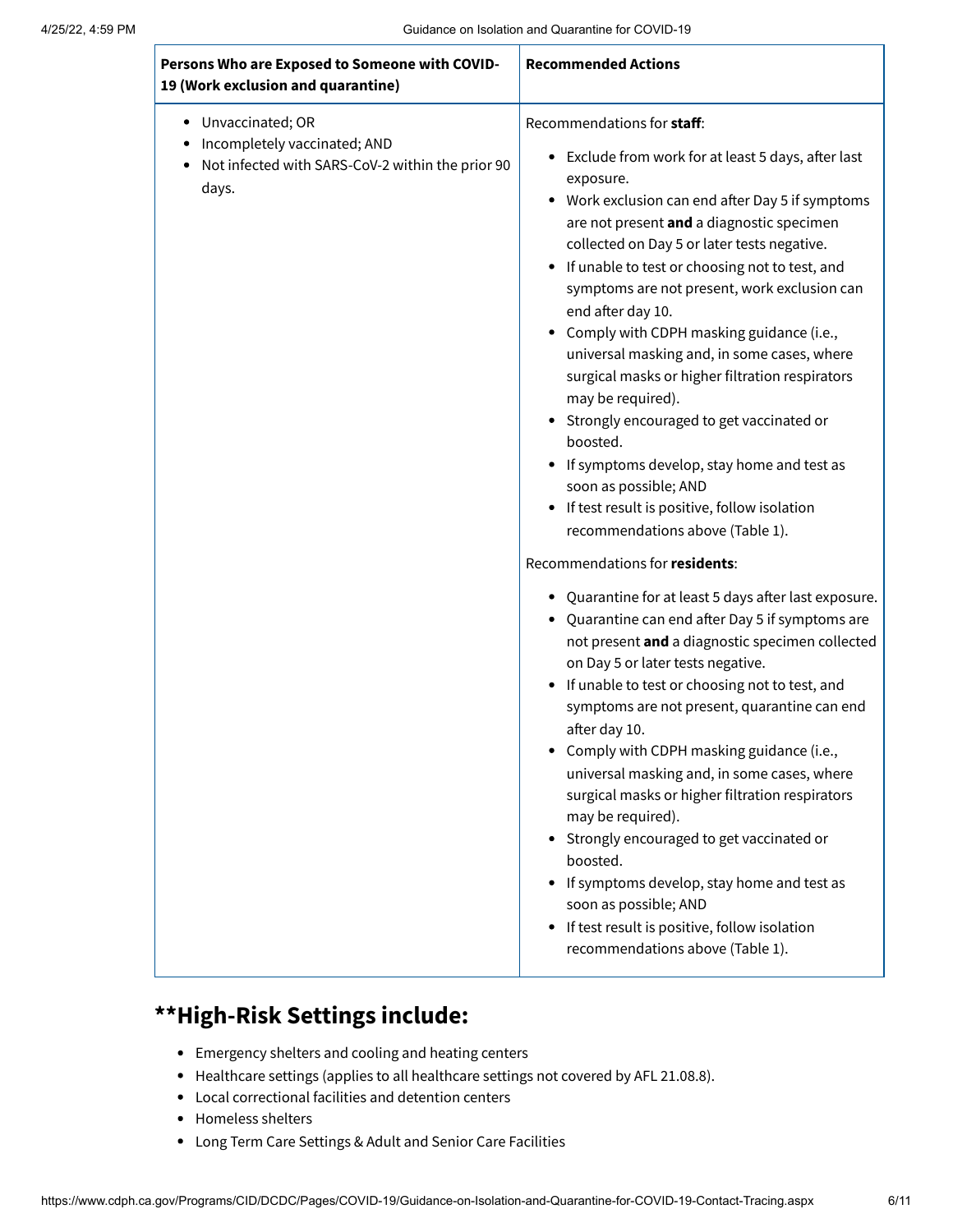| Persons Who are Exposed to Someone with COVID-19 (Work exclusion and quarantine) | Recommended Actions |
| --- | --- |
| <ul><li>Unvaccinated; OR</li><li>Incompletely vaccinated; AND</li><li>Not infected with SARS-CoV-2 within the prior 90 days.</li></ul> | Recommendations for **staff**:<ul><li>Exclude from work for at least 5 days, after last exposure.</li><li>Work exclusion can end after Day 5 if symptoms are not present **and** a diagnostic specimen collected on Day 5 or later tests negative.</li><li>If unable to test or choosing not to test, and symptoms are not present, work exclusion can end after day 10.</li><li>Comply with CDPH masking guidance (i.e., universal masking and, in some cases, where surgical masks or higher filtration respirators may be required).</li><li>Strongly encouraged to get vaccinated or boosted.</li><li>If symptoms develop, stay home and test as soon as possible; AND</li><li>If test result is positive, follow isolation recommendations above (Table 1).</li></ul>Recommendations for **residents**:<ul><li>Quarantine for at least 5 days after last exposure.</li><li>Quarantine can end after Day 5 if symptoms are not present **and** a diagnostic specimen collected on Day 5 or later tests negative.</li><li>If unable to test or choosing not to test, and symptoms are not present, quarantine can end after day 10.</li><li>Comply with CDPH masking guidance (i.e., universal masking and, in some cases, where surgical masks or higher filtration respirators may be required).</li><li>Strongly encouraged to get vaccinated or boosted.</li><li>If symptoms develop, stay home and test as soon as possible; AND</li><li>If test result is positive, follow isolation recommendations above (Table 1).</li></ul> |

## **High-Risk Settings include:

- Emergency shelters and cooling and heating centers
- Healthcare settings (applies to all healthcare settings not covered by AFL 21.08.8).
- Local correctional facilities and detention centers
- Homeless shelters
- Long Term Care Settings & Adult and Senior Care Facilities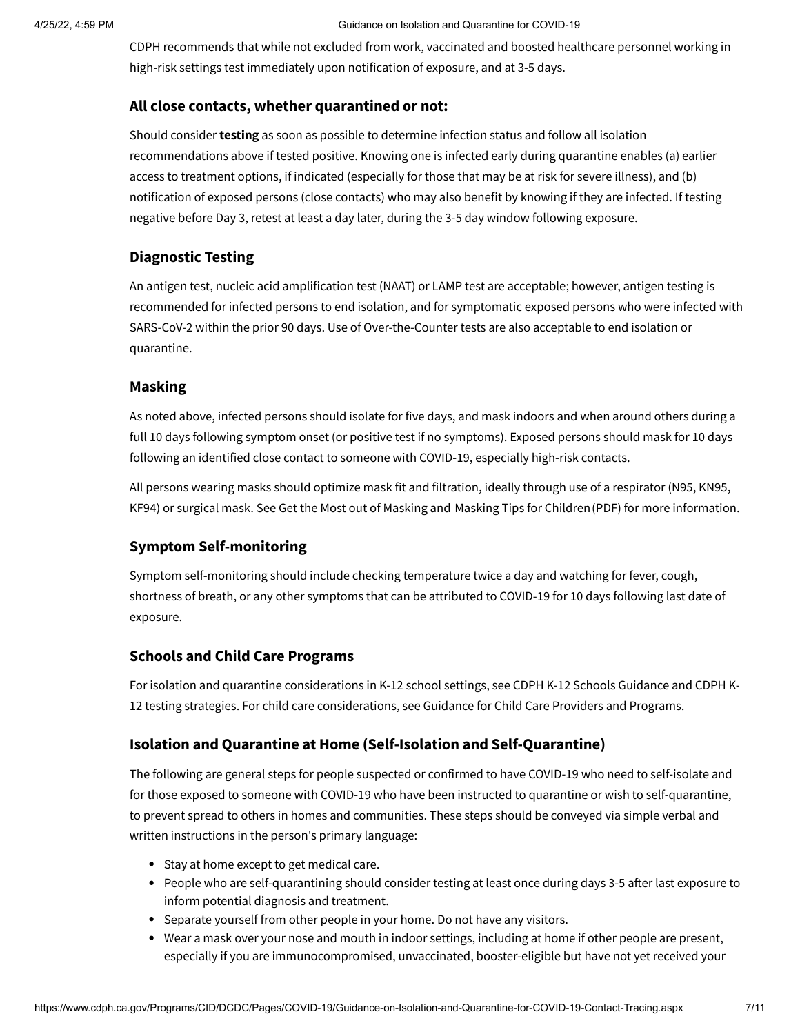CDPH recommends that while not excluded from work, vaccinated and boosted healthcare personnel working in high-risk settings test immediately upon notification of exposure, and at 3-5 days.

### All close contacts, whether quarantined or not:

Should consider **testing** as soon as possible to determine infection status and follow all isolation recommendations above if tested positive. Knowing one is infected early during quarantine enables (a) earlier access to treatment options, if indicated (especially for those that may be at risk for severe illness), and (b) notification of exposed persons (close contacts) who may also benefit by knowing if they are infected. If testing negative before Day 3, retest at least a day later, during the 3-5 day window following exposure.

## Diagnostic Testing

An antigen test, nucleic acid amplification test (NAAT) or LAMP test are acceptable; however, antigen testing is recommended for infected persons to end isolation, and for symptomatic exposed persons who were infected with SARS-CoV-2 within the prior 90 days. Use of Over-the-Counter tests are also acceptable to end isolation or quarantine.

## Masking

As noted above, infected persons should isolate for five days, and mask indoors and when around others during a full 10 days following symptom onset (or positive test if no symptoms). Exposed persons should mask for 10 days following an identified close contact to someone with COVID-19, especially high-risk contacts.

All persons wearing masks should optimize mask fit and filtration, ideally through use of a respirator (N95, KN95, KF94) or surgical mask. See Get the Most out of Masking and Masking Tips for Children (PDF) for more information.

## Symptom Self-monitoring

Symptom self-monitoring should include checking temperature twice a day and watching for fever, cough, shortness of breath, or any other symptoms that can be attributed to COVID-19 for 10 days following last date of exposure.

## Schools and Child Care Programs

For isolation and quarantine considerations in K-12 school settings, see CDPH K-12 Schools Guidance and CDPH K-12 testing strategies. For child care considerations, see Guidance for Child Care Providers and Programs.

## Isolation and Quarantine at Home (Self-Isolation and Self-Quarantine)

The following are general steps for people suspected or confirmed to have COVID-19 who need to self-isolate and for those exposed to someone with COVID-19 who have been instructed to quarantine or wish to self-quarantine, to prevent spread to others in homes and communities. These steps should be conveyed via simple verbal and written instructions in the person's primary language:

- Stay at home except to get medical care.
- People who are self-quarantining should consider testing at least once during days 3-5 after last exposure to inform potential diagnosis and treatment.
- Separate yourself from other people in your home. Do not have any visitors.
- Wear a mask over your nose and mouth in indoor settings, including at home if other people are present, especially if you are immunocompromised, unvaccinated, booster-eligible but have not yet received your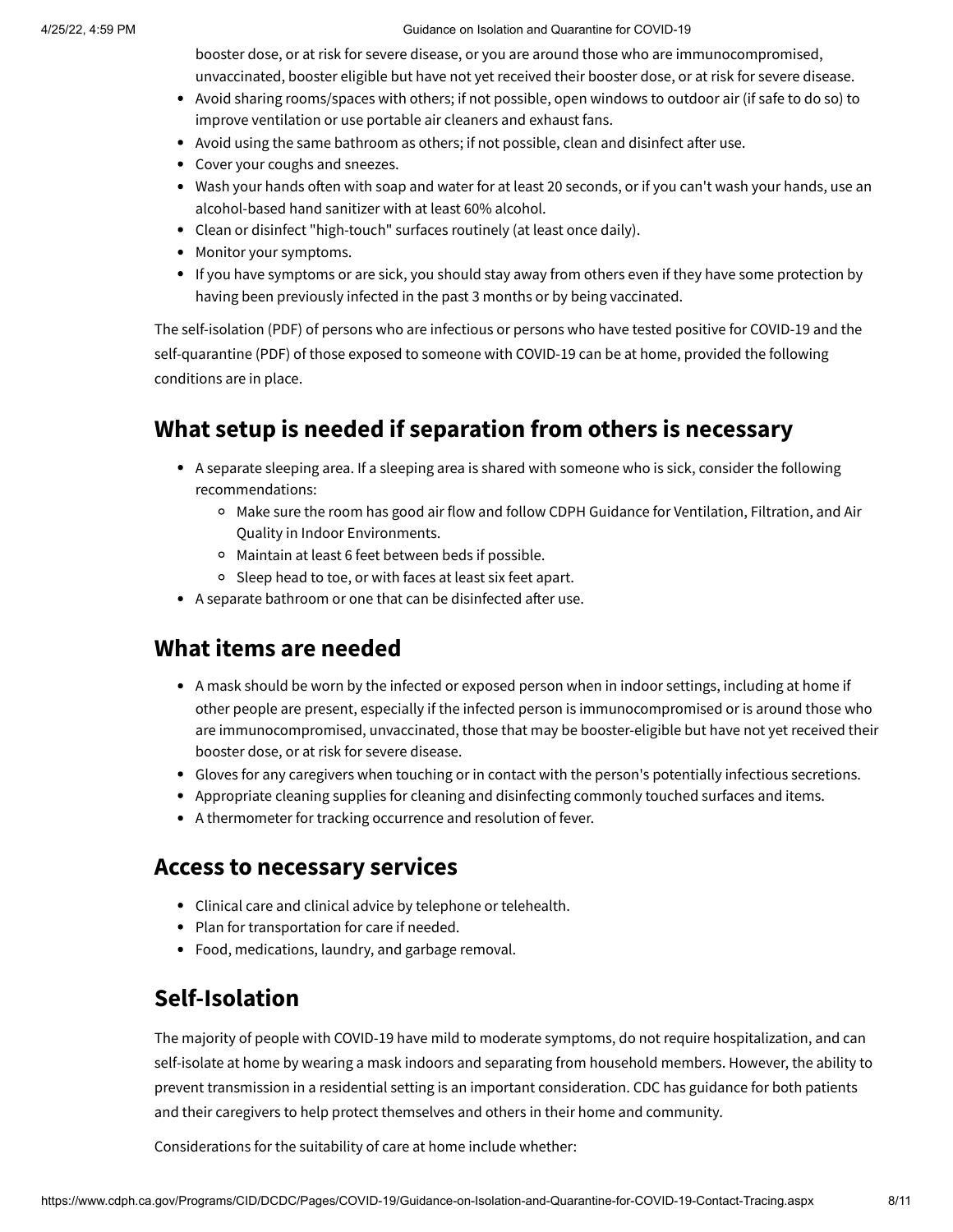booster dose, or at risk for severe disease, or you are around those who are immunocompromised, unvaccinated, booster eligible but have not yet received their booster dose, or at risk for severe disease.
- Avoid sharing rooms/spaces with others; if not possible, open windows to outdoor air (if safe to do so) to improve ventilation or use portable air cleaners and exhaust fans.
- Avoid using the same bathroom as others; if not possible, clean and disinfect after use.
- Cover your coughs and sneezes.
- Wash your hands often with soap and water for at least 20 seconds, or if you can't wash your hands, use an alcohol-based hand sanitizer with at least 60% alcohol.
- Clean or disinfect "high-touch" surfaces routinely (at least once daily).
- Monitor your symptoms.
- If you have symptoms or are sick, you should stay away from others even if they have some protection by having been previously infected in the past 3 months or by being vaccinated.

The self-isolation (PDF) of persons who are infectious or persons who have tested positive for COVID-19 and the self-quarantine (PDF) of those exposed to someone with COVID-19 can be at home, provided the following conditions are in place.

## What setup is needed if separation from others is necessary

- A separate sleeping area. If a sleeping area is shared with someone who is sick, consider the following recommendations:
  - Make sure the room has good air flow and follow CDPH Guidance for Ventilation, Filtration, and Air Quality in Indoor Environments.
  - Maintain at least 6 feet between beds if possible.
  - Sleep head to toe, or with faces at least six feet apart.
- A separate bathroom or one that can be disinfected after use.

## What items are needed

- A mask should be worn by the infected or exposed person when in indoor settings, including at home if other people are present, especially if the infected person is immunocompromised or is around those who are immunocompromised, unvaccinated, those that may be booster-eligible but have not yet received their booster dose, or at risk for severe disease.
- Gloves for any caregivers when touching or in contact with the person's potentially infectious secretions.
- Appropriate cleaning supplies for cleaning and disinfecting commonly touched surfaces and items.
- A thermometer for tracking occurrence and resolution of fever.

## Access to necessary services

- Clinical care and clinical advice by telephone or telehealth.
- Plan for transportation for care if needed.
- Food, medications, laundry, and garbage removal.

## Self-Isolation

The majority of people with COVID-19 have mild to moderate symptoms, do not require hospitalization, and can self-isolate at home by wearing a mask indoors and separating from household members. However, the ability to prevent transmission in a residential setting is an important consideration. CDC has guidance for both patients and their caregivers to help protect themselves and others in their home and community.

Considerations for the suitability of care at home include whether: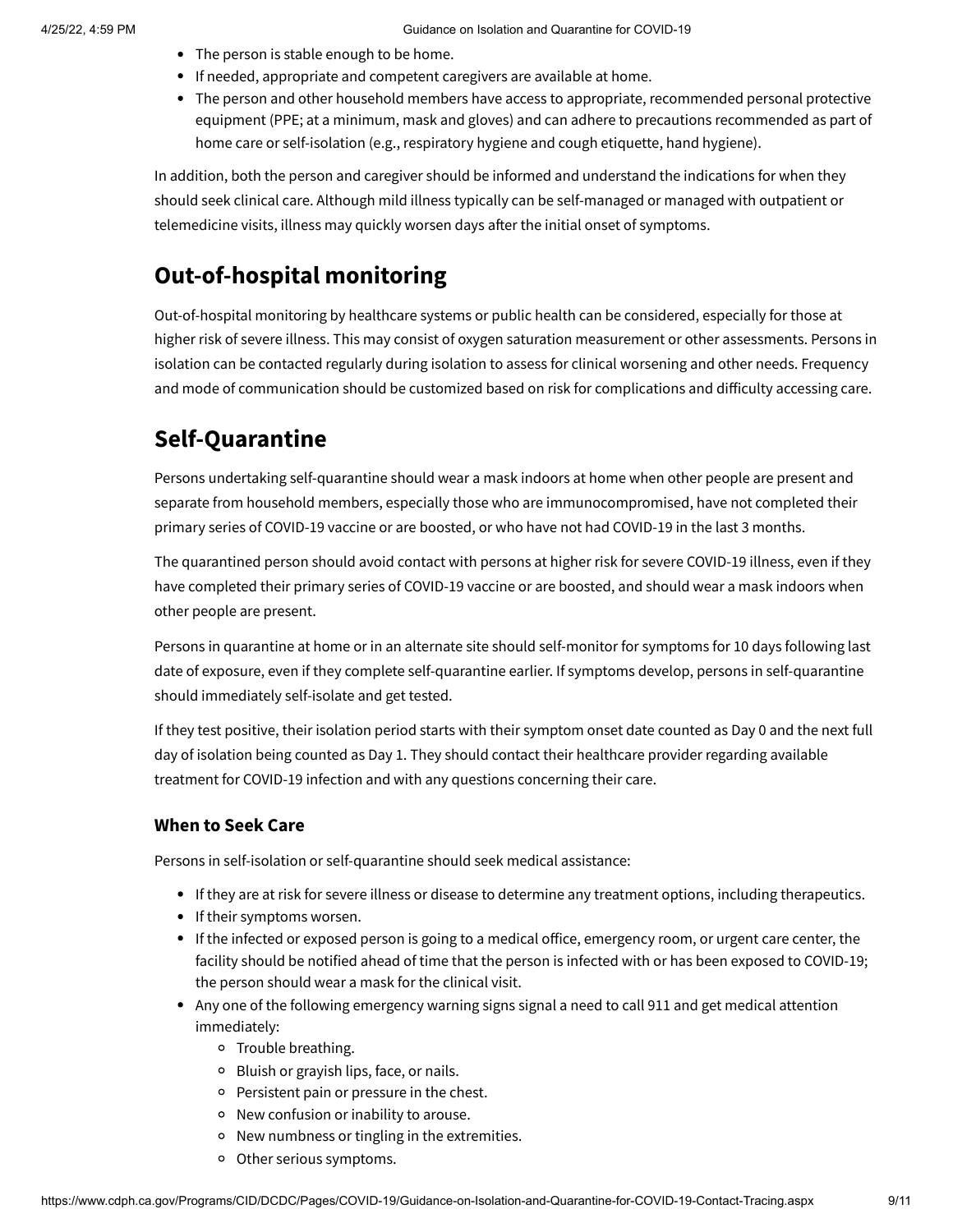- The person is stable enough to be home.
- If needed, appropriate and competent caregivers are available at home.
- The person and other household members have access to appropriate, recommended personal protective equipment (PPE; at a minimum, mask and gloves) and can adhere to precautions recommended as part of home care or self-isolation (e.g., respiratory hygiene and cough etiquette, hand hygiene).

In addition, both the person and caregiver should be informed and understand the indications for when they should seek clinical care. Although mild illness typically can be self-managed or managed with outpatient or telemedicine visits, illness may quickly worsen days after the initial onset of symptoms.

## Out-of-hospital monitoring

Out-of-hospital monitoring by healthcare systems or public health can be considered, especially for those at higher risk of severe illness. This may consist of oxygen saturation measurement or other assessments. Persons in isolation can be contacted regularly during isolation to assess for clinical worsening and other needs. Frequency and mode of communication should be customized based on risk for complications and difficulty accessing care.

## Self-Quarantine

Persons undertaking self-quarantine should wear a mask indoors at home when other people are present and separate from household members, especially those who are immunocompromised, have not completed their primary series of COVID-19 vaccine or are boosted, or who have not had COVID-19 in the last 3 months.

The quarantined person should avoid contact with persons at higher risk for severe COVID-19 illness, even if they have completed their primary series of COVID-19 vaccine or are boosted, and should wear a mask indoors when other people are present.

Persons in quarantine at home or in an alternate site should self-monitor for symptoms for 10 days following last date of exposure, even if they complete self-quarantine earlier. If symptoms develop, persons in self-quarantine should immediately self-isolate and get tested.

If they test positive, their isolation period starts with their symptom onset date counted as Day 0 and the next full day of isolation being counted as Day 1. They should contact their healthcare provider regarding available treatment for COVID-19 infection and with any questions concerning their care.

### When to Seek Care

Persons in self-isolation or self-quarantine should seek medical assistance:

- If they are at risk for severe illness or disease to determine any treatment options, including therapeutics.
- If their symptoms worsen.
- If the infected or exposed person is going to a medical office, emergency room, or urgent care center, the facility should be notified ahead of time that the person is infected with or has been exposed to COVID-19; the person should wear a mask for the clinical visit.
- Any one of the following emergency warning signs signal a need to call 911 and get medical attention immediately:
  - Trouble breathing.
  - Bluish or grayish lips, face, or nails.
  - Persistent pain or pressure in the chest.
  - New confusion or inability to arouse.
  - New numbness or tingling in the extremities.
  - Other serious symptoms.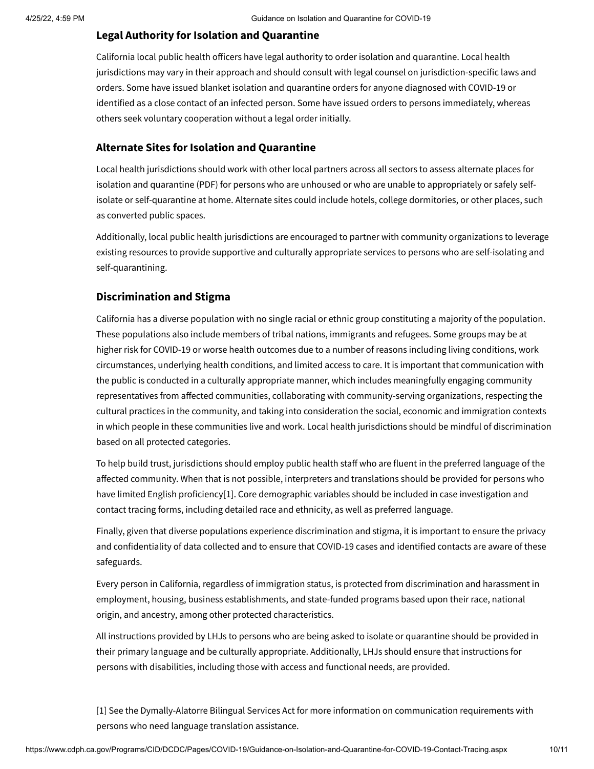## Legal Authority for Isolation and Quarantine

California local public health officers have legal authority to order isolation and quarantine. Local health jurisdictions may vary in their approach and should consult with legal counsel on jurisdiction-specific laws and orders. Some have issued blanket isolation and quarantine orders for anyone diagnosed with COVID-19 or identified as a close contact of an infected person. Some have issued orders to persons immediately, whereas others seek voluntary cooperation without a legal order initially.

## Alternate Sites for Isolation and Quarantine

Local health jurisdictions should work with other local partners across all sectors to assess alternate places for isolation and quarantine (PDF) for persons who are unhoused or who are unable to appropriately or safely self-isolate or self-quarantine at home. Alternate sites could include hotels, college dormitories, or other places, such as converted public spaces.

Additionally, local public health jurisdictions are encouraged to partner with community organizations to leverage existing resources to provide supportive and culturally appropriate services to persons who are self-isolating and self-quarantining.

## Discrimination and Stigma

California has a diverse population with no single racial or ethnic group constituting a majority of the population. These populations also include members of tribal nations, immigrants and refugees. Some groups may be at higher risk for COVID-19 or worse health outcomes due to a number of reasons including living conditions, work circumstances, underlying health conditions, and limited access to care. It is important that communication with the public is conducted in a culturally appropriate manner, which includes meaningfully engaging community representatives from affected communities, collaborating with community-serving organizations, respecting the cultural practices in the community, and taking into consideration the social, economic and immigration contexts in which people in these communities live and work. Local health jurisdictions should be mindful of discrimination based on all protected categories.

To help build trust, jurisdictions should employ public health staff who are fluent in the preferred language of the affected community. When that is not possible, interpreters and translations should be provided for persons who have limited English proficiency[1]. Core demographic variables should be included in case investigation and contact tracing forms, including detailed race and ethnicity, as well as preferred language.

Finally, given that diverse populations experience discrimination and stigma, it is important to ensure the privacy and confidentiality of data collected and to ensure that COVID-19 cases and identified contacts are aware of these safeguards.

Every person in California, regardless of immigration status, is protected from discrimination and harassment in employment, housing, business establishments, and state-funded programs based upon their race, national origin, and ancestry, among other protected characteristics.

All instructions provided by LHJs to persons who are being asked to isolate or quarantine should be provided in their primary language and be culturally appropriate. Additionally, LHJs should ensure that instructions for persons with disabilities, including those with access and functional needs, are provided.

[1] See the Dymally-Alatorre Bilingual Services Act for more information on communication requirements with persons who need language translation assistance.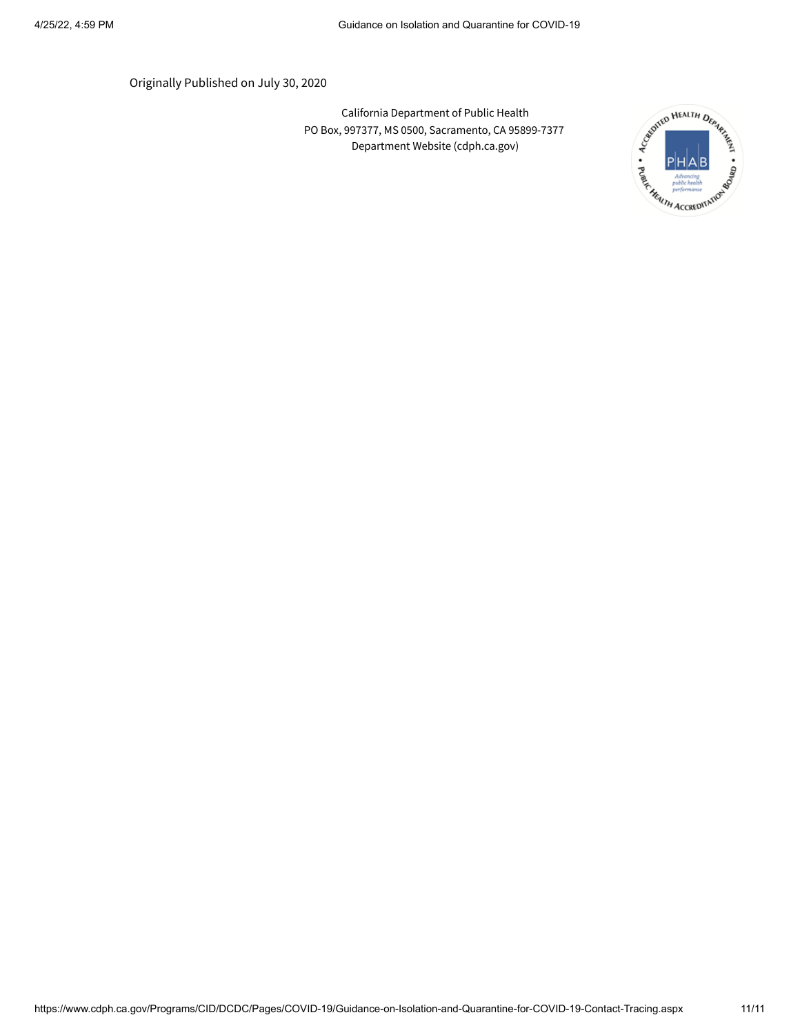Originally Published on July 30, 2020

California Department of Public Health
PO Box, 997377, MS 0500, Sacramento, CA 95899-7377
Department Website (cdph.ca.gov)